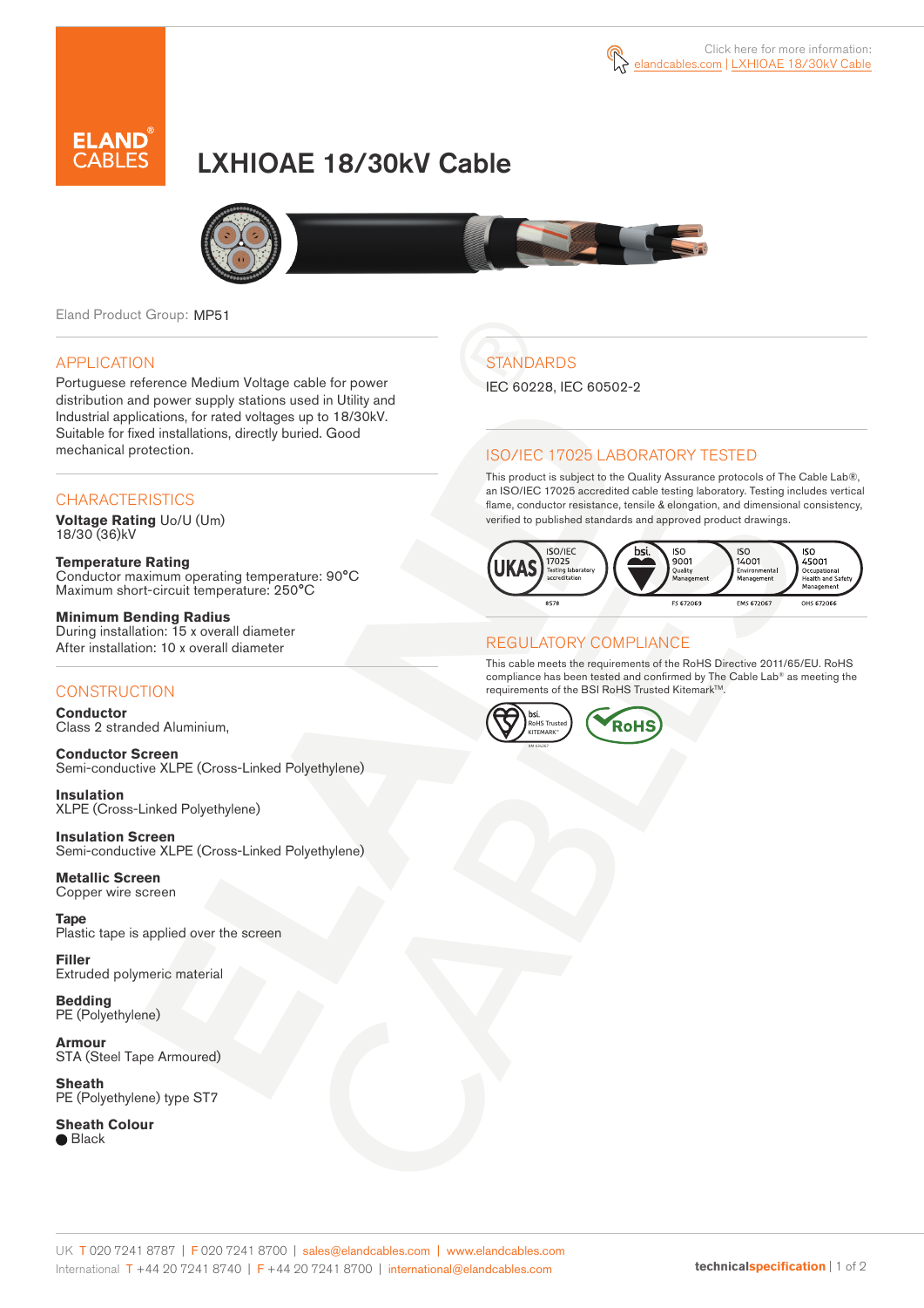Click here for more information: elandcables.com | LXHIOAE 18/30kV Cable

# LXHIOAE 18/30kV Cable

Eland Product Group: MP51

## APPLICATION

Portuguese reference Medium Voltage cable for power distribution and power supply stations used in Utility and Industrial applications, for rated voltages up to 18/30kV. Suitable for fixed installations, directly buried. Good mechanical protection.

## CHARACTERISTICS

**Voltage Rating** Uo/U (Um)
18/30 (36)kV

**Temperature Rating**
Conductor maximum operating temperature: 90°C
Maximum short-circuit temperature: 250°C

**Minimum Bending Radius**
During installation: 15 x overall diameter
After installation: 10 x overall diameter

## CONSTRUCTION

**Conductor**
Class 2 stranded Aluminium,

**Conductor Screen**
Semi-conductive XLPE (Cross-Linked Polyethylene)

**Insulation**
XLPE (Cross-Linked Polyethylene)

**Insulation Screen**
Semi-conductive XLPE (Cross-Linked Polyethylene)

**Metallic Screen**
Copper wire screen

**Tape**
Plastic tape is applied over the screen

**Filler**
Extruded polymeric material

**Bedding**
PE (Polyethylene)

**Armour**
STA (Steel Tape Armoured)

**Sheath**
PE (Polyethylene) type ST7

**Sheath Colour**
● Black

## STANDARDS

IEC 60228, IEC 60502-2

## ISO/IEC 17025 LABORATORY TESTED

This product is subject to the Quality Assurance protocols of The Cable Lab®, an ISO/IEC 17025 accredited cable testing laboratory. Testing includes vertical flame, conductor resistance, tensile & elongation, and dimensional consistency, verified to published standards and approved product drawings.

UKAS ISO/IEC 17025 Testing laboratory accreditation 8578 | bsi. ISO 9001 Quality Management FS 672069 | ISO 14001 Environmental Management EMS 672067 | ISO 45001 Occupational Health and Safety Management OHS 672066

## REGULATORY COMPLIANCE

This cable meets the requirements of the RoHS Directive 2011/65/EU. RoHS compliance has been tested and confirmed by The Cable Lab® as meeting the requirements of the BSI RoHS Trusted Kitemark™.

bsi. RoHS Trusted KITEMARK™ | RoHS

UK T 020 7241 8787 | F 020 7241 8700 | sales@elandcables.com | www.elandcables.com
International T +44 20 7241 8740 | F +44 20 7241 8700 | international@elandcables.com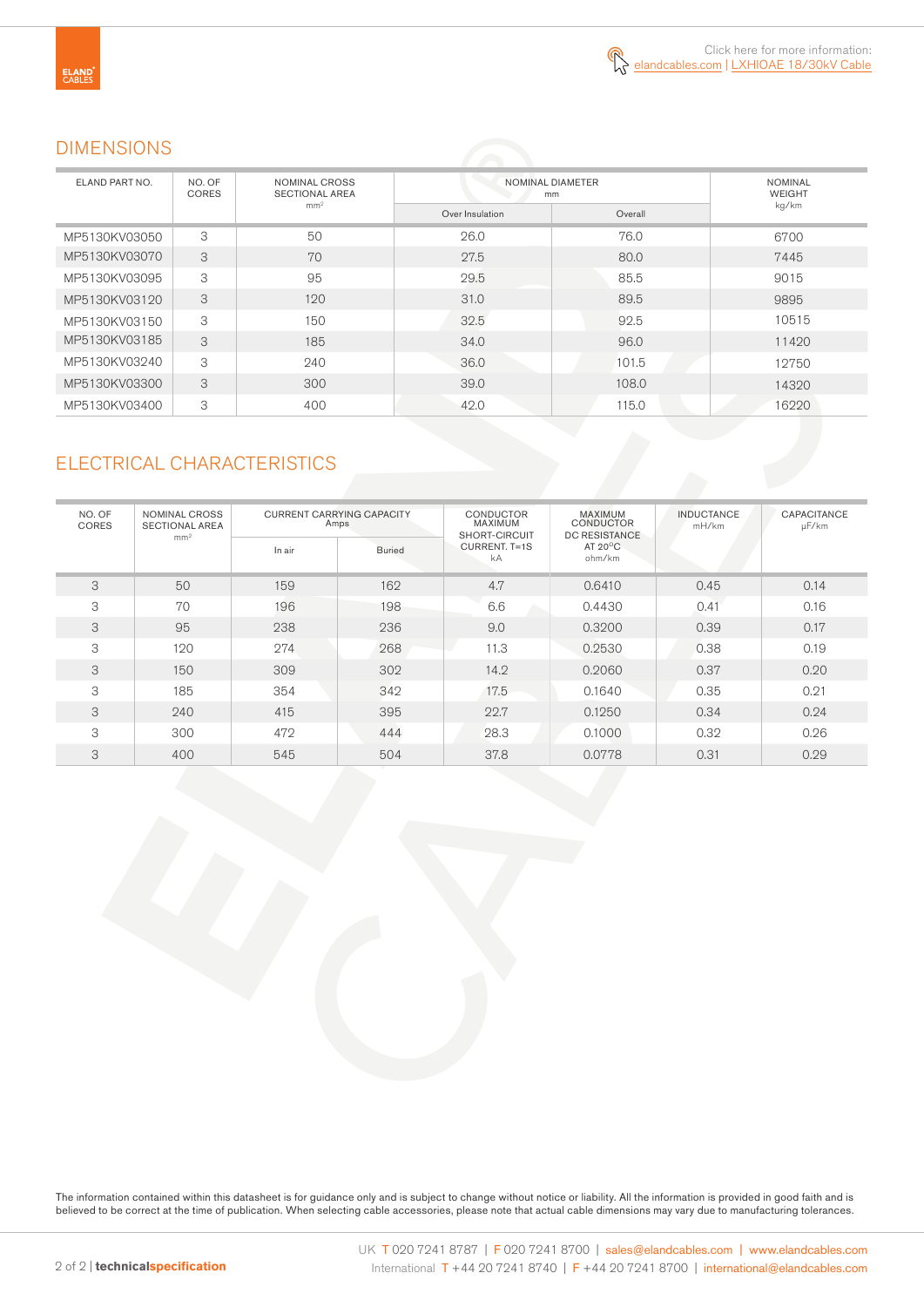Click here for more information: elandcables.com | LXHIOAE 18/30kV Cable

## DIMENSIONS

| ELAND PART NO. | NO. OF CORES | NOMINAL CROSS SECTIONAL AREA mm² | NOMINAL DIAMETER mm | | NOMINAL WEIGHT kg/km |
|---|---|---|---|---|---|
| | | | Over Insulation | Overall | |
| MP5130KV03050 | 3 | 50 | 26.0 | 76.0 | 6700 |
| MP5130KV03070 | 3 | 70 | 27.5 | 80.0 | 7445 |
| MP5130KV03095 | 3 | 95 | 29.5 | 85.5 | 9015 |
| MP5130KV03120 | 3 | 120 | 31.0 | 89.5 | 9895 |
| MP5130KV03150 | 3 | 150 | 32.5 | 92.5 | 10515 |
| MP5130KV03185 | 3 | 185 | 34.0 | 96.0 | 11420 |
| MP5130KV03240 | 3 | 240 | 36.0 | 101.5 | 12750 |
| MP5130KV03300 | 3 | 300 | 39.0 | 108.0 | 14320 |
| MP5130KV03400 | 3 | 400 | 42.0 | 115.0 | 16220 |

## ELECTRICAL CHARACTERISTICS

| NO. OF CORES | NOMINAL CROSS SECTIONAL AREA mm² | CURRENT CARRYING CAPACITY Amps | | CONDUCTOR MAXIMUM SHORT-CIRCUIT CURRENT. T=1S kA | MAXIMUM CONDUCTOR DC RESISTANCE AT 20°C ohm/km | INDUCTANCE mH/km | CAPACITANCE μF/km |
|---|---|---|---|---|---|---|---|
| | | In air | Buried | | | | |
| 3 | 50 | 159 | 162 | 4.7 | 0.6410 | 0.45 | 0.14 |
| 3 | 70 | 196 | 198 | 6.6 | 0.4430 | 0.41 | 0.16 |
| 3 | 95 | 238 | 236 | 9.0 | 0.3200 | 0.39 | 0.17 |
| 3 | 120 | 274 | 268 | 11.3 | 0.2530 | 0.38 | 0.19 |
| 3 | 150 | 309 | 302 | 14.2 | 0.2060 | 0.37 | 0.20 |
| 3 | 185 | 354 | 342 | 17.5 | 0.1640 | 0.35 | 0.21 |
| 3 | 240 | 415 | 395 | 22.7 | 0.1250 | 0.34 | 0.24 |
| 3 | 300 | 472 | 444 | 28.3 | 0.1000 | 0.32 | 0.26 |
| 3 | 400 | 545 | 504 | 37.8 | 0.0778 | 0.31 | 0.29 |

The information contained within this datasheet is for guidance only and is subject to change without notice or liability. All the information is provided in good faith and is believed to be correct at the time of publication. When selecting cable accessories, please note that actual cable dimensions may vary due to manufacturing tolerances.

UK T 020 7241 8787 | F 020 7241 8700 | sales@elandcables.com | www.elandcables.com
International T +44 20 7241 8740 | F +44 20 7241 8700 | international@elandcables.com